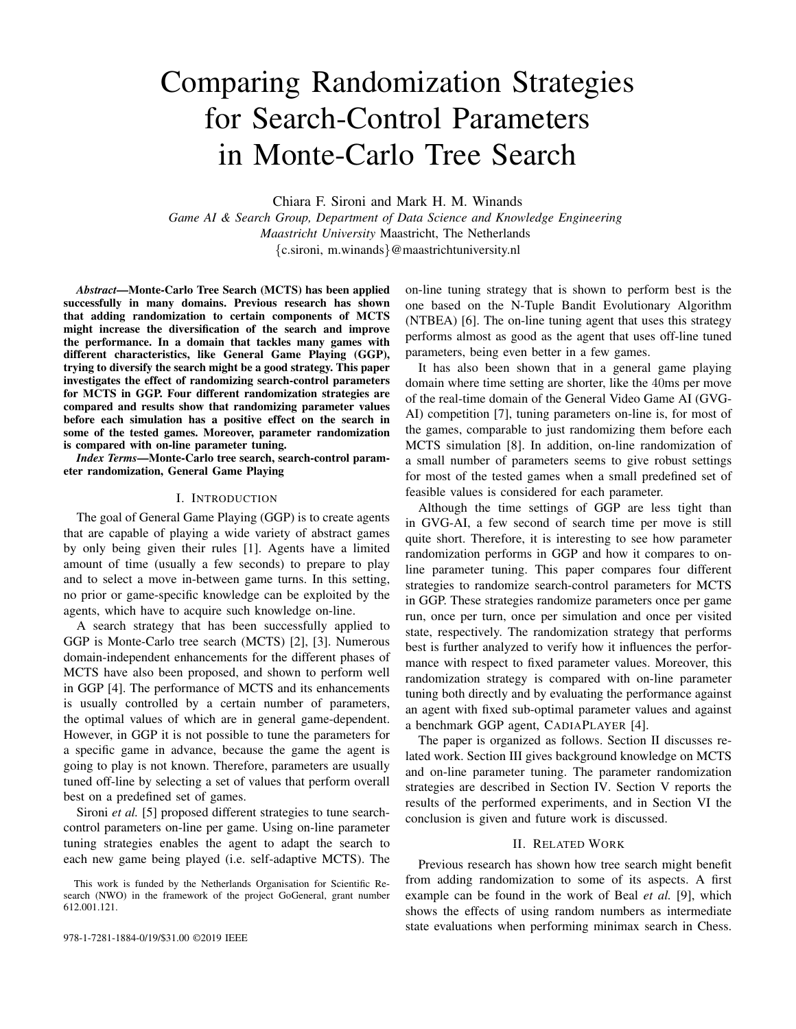# Comparing Randomization Strategies for Search-Control Parameters in Monte-Carlo Tree Search

Chiara F. Sironi and Mark H. M. Winands

*Game AI & Search Group, Department of Data Science and Knowledge Engineering*
*Maastricht University* Maastricht, The Netherlands
{c.sironi, m.winands}@maastrichtuniversity.nl

***Abstract*—Monte-Carlo Tree Search (MCTS) has been applied successfully in many domains. Previous research has shown that adding randomization to certain components of MCTS might increase the diversification of the search and improve the performance. In a domain that tackles many games with different characteristics, like General Game Playing (GGP), trying to diversify the search might be a good strategy. This paper investigates the effect of randomizing search-control parameters for MCTS in GGP. Four different randomization strategies are compared and results show that randomizing parameter values before each simulation has a positive effect on the search in some of the tested games. Moreover, parameter randomization is compared with on-line parameter tuning.**

***Index Terms*—Monte-Carlo tree search, search-control parameter randomization, General Game Playing**

## I. Introduction

The goal of General Game Playing (GGP) is to create agents that are capable of playing a wide variety of abstract games by only being given their rules [1]. Agents have a limited amount of time (usually a few seconds) to prepare to play and to select a move in-between game turns. In this setting, no prior or game-specific knowledge can be exploited by the agents, which have to acquire such knowledge on-line.

A search strategy that has been successfully applied to GGP is Monte-Carlo tree search (MCTS) [2], [3]. Numerous domain-independent enhancements for the different phases of MCTS have also been proposed, and shown to perform well in GGP [4]. The performance of MCTS and its enhancements is usually controlled by a certain number of parameters, the optimal values of which are in general game-dependent. However, in GGP it is not possible to tune the parameters for a specific game in advance, because the game the agent is going to play is not known. Therefore, parameters are usually tuned off-line by selecting a set of values that perform overall best on a predefined set of games.

Sironi *et al.* [5] proposed different strategies to tune search-control parameters on-line per game. Using on-line parameter tuning strategies enables the agent to adapt the search to each new game being played (i.e. self-adaptive MCTS). The on-line tuning strategy that is shown to perform best is the one based on the N-Tuple Bandit Evolutionary Algorithm (NTBEA) [6]. The on-line tuning agent that uses this strategy performs almost as good as the agent that uses off-line tuned parameters, being even better in a few games.

It has also been shown that in a general game playing domain where time setting are shorter, like the 40ms per move of the real-time domain of the General Video Game AI (GVG-AI) competition [7], tuning parameters on-line is, for most of the games, comparable to just randomizing them before each MCTS simulation [8]. In addition, on-line randomization of a small number of parameters seems to give robust settings for most of the tested games when a small predefined set of feasible values is considered for each parameter.

Although the time settings of GGP are less tight than in GVG-AI, a few second of search time per move is still quite short. Therefore, it is interesting to see how parameter randomization performs in GGP and how it compares to on-line parameter tuning. This paper compares four different strategies to randomize search-control parameters for MCTS in GGP. These strategies randomize parameters once per game run, once per turn, once per simulation and once per visited state, respectively. The randomization strategy that performs best is further analyzed to verify how it influences the performance with respect to fixed parameter values. Moreover, this randomization strategy is compared with on-line parameter tuning both directly and by evaluating the performance against an agent with fixed sub-optimal parameter values and against a benchmark GGP agent, CadiaPlayer [4].

The paper is organized as follows. Section II discusses related work. Section III gives background knowledge on MCTS and on-line parameter tuning. The parameter randomization strategies are described in Section IV. Section V reports the results of the performed experiments, and in Section VI the conclusion is given and future work is discussed.

## II. Related Work

Previous research has shown how tree search might benefit from adding randomization to some of its aspects. A first example can be found in the work of Beal *et al.* [9], which shows the effects of using random numbers as intermediate state evaluations when performing minimax search in Chess.

This work is funded by the Netherlands Organisation for Scientific Research (NWO) in the framework of the project GoGeneral, grant number 612.001.121.

978-1-7281-1884-0/19/$31.00 ©2019 IEEE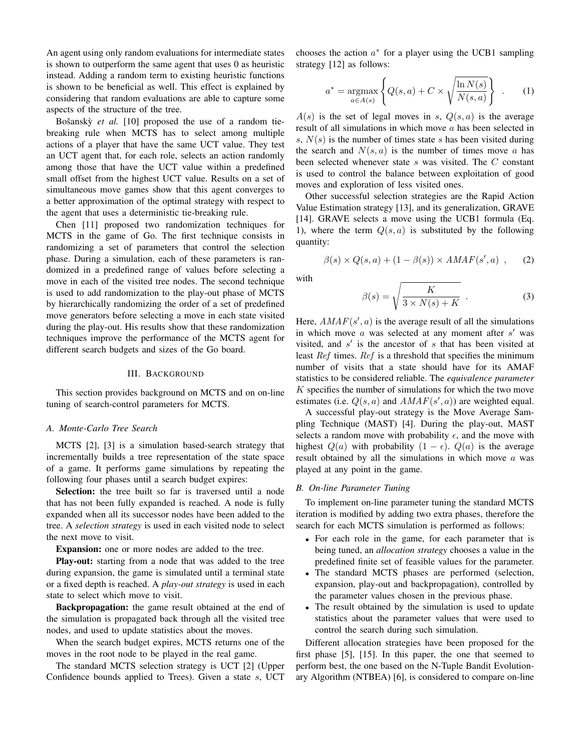An agent using only random evaluations for intermediate states is shown to outperform the same agent that uses 0 as heuristic instead. Adding a random term to existing heuristic functions is shown to be beneficial as well. This effect is explained by considering that random evaluations are able to capture some aspects of the structure of the tree.

Bošanský *et al.* [10] proposed the use of a random tie-breaking rule when MCTS has to select among multiple actions of a player that have the same UCT value. They test an UCT agent that, for each role, selects an action randomly among those that have the UCT value within a predefined small offset from the highest UCT value. Results on a set of simultaneous move games show that this agent converges to a better approximation of the optimal strategy with respect to the agent that uses a deterministic tie-breaking rule.

Chen [11] proposed two randomization techniques for MCTS in the game of Go. The first technique consists in randomizing a set of parameters that control the selection phase. During a simulation, each of these parameters is randomized in a predefined range of values before selecting a move in each of the visited tree nodes. The second technique is used to add randomization to the play-out phase of MCTS by hierarchically randomizing the order of a set of predefined move generators before selecting a move in each state visited during the play-out. His results show that these randomization techniques improve the performance of the MCTS agent for different search budgets and sizes of the Go board.

## III. Background

This section provides background on MCTS and on on-line tuning of search-control parameters for MCTS.

### A. Monte-Carlo Tree Search

MCTS [2], [3] is a simulation based-search strategy that incrementally builds a tree representation of the state space of a game. It performs game simulations by repeating the following four phases until a search budget expires:

**Selection:** the tree built so far is traversed until a node that has not been fully expanded is reached. A node is fully expanded when all its successor nodes have been added to the tree. A *selection strategy* is used in each visited node to select the next move to visit.

**Expansion:** one or more nodes are added to the tree.

**Play-out:** starting from a node that was added to the tree during expansion, the game is simulated until a terminal state or a fixed depth is reached. A *play-out strategy* is used in each state to select which move to visit.

**Backpropagation:** the game result obtained at the end of the simulation is propagated back through all the visited tree nodes, and used to update statistics about the moves.

When the search budget expires, MCTS returns one of the moves in the root node to be played in the real game.

The standard MCTS selection strategy is UCT [2] (Upper Confidence bounds applied to Trees). Given a state $s$, UCT chooses the action $a^*$ for a player using the UCB1 sampling strategy [12] as follows:

$$a^* = \underset{a \in A(s)}{\operatorname{argmax}} \left\{ Q(s,a) + C \times \sqrt{\frac{\ln N(s)}{N(s,a)}} \right\} \quad . \qquad (1)$$

$A(s)$ is the set of legal moves in $s$, $Q(s,a)$ is the average result of all simulations in which move $a$ has been selected in $s$, $N(s)$ is the number of times state $s$ has been visited during the search and $N(s,a)$ is the number of times move $a$ has been selected whenever state $s$ was visited. The $C$ constant is used to control the balance between exploitation of good moves and exploration of less visited ones.

Other successful selection strategies are the Rapid Action Value Estimation strategy [13], and its generalization, GRAVE [14]. GRAVE selects a move using the UCB1 formula (Eq. 1), where the term $Q(s,a)$ is substituted by the following quantity:

$$\beta(s) \times Q(s,a) + (1 - \beta(s)) \times AMAF(s', a) \ , \qquad (2)$$

with

$$\beta(s) = \sqrt{\frac{K}{3 \times N(s) + K}} \ . \qquad (3)$$

Here, $AMAF(s', a)$ is the average result of all the simulations in which move $a$ was selected at any moment after $s'$ was visited, and $s'$ is the ancestor of $s$ that has been visited at least $Ref$ times. $Ref$ is a threshold that specifies the minimum number of visits that a state should have for its AMAF statistics to be considered reliable. The *equivalence parameter* $K$ specifies the number of simulations for which the two move estimates (i.e. $Q(s,a)$ and $AMAF(s',a)$) are weighted equal.

A successful play-out strategy is the Move Average Sampling Technique (MAST) [4]. During the play-out, MAST selects a random move with probability $\epsilon$, and the move with highest $Q(a)$ with probability $(1 - \epsilon)$. $Q(a)$ is the average result obtained by all the simulations in which move $a$ was played at any point in the game.

### B. On-line Parameter Tuning

To implement on-line parameter tuning the standard MCTS iteration is modified by adding two extra phases, therefore the search for each MCTS simulation is performed as follows:

- For each role in the game, for each parameter that is being tuned, an *allocation strategy* chooses a value in the predefined finite set of feasible values for the parameter.
- The standard MCTS phases are performed (selection, expansion, play-out and backpropagation), controlled by the parameter values chosen in the previous phase.
- The result obtained by the simulation is used to update statistics about the parameter values that were used to control the search during such simulation.

Different allocation strategies have been proposed for the first phase [5], [15]. In this paper, the one that seemed to perform best, the one based on the N-Tuple Bandit Evolutionary Algorithm (NTBEA) [6], is considered to compare on-line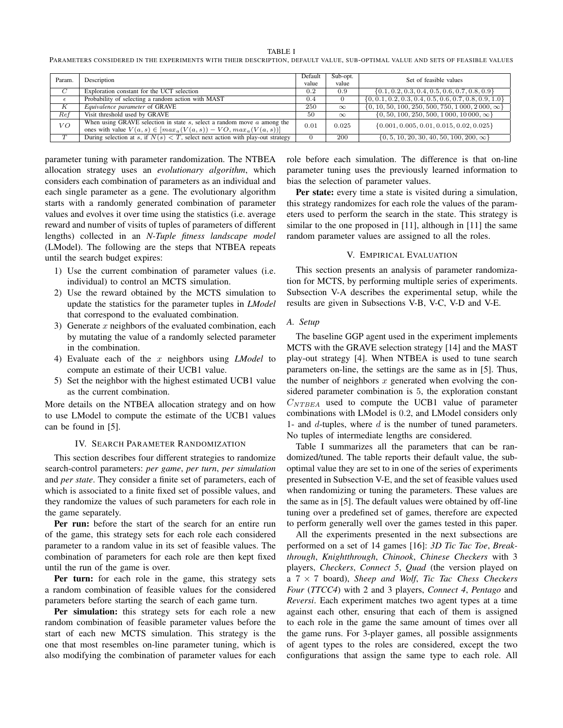TABLE I

PARAMETERS CONSIDERED IN THE EXPERIMENTS WITH THEIR DESCRIPTION, DEFAULT VALUE, SUB-OPTIMAL VALUE AND SETS OF FEASIBLE VALUES

| Param. | Description | Default value | Sub-opt. value | Set of feasible values |
|---|---|---|---|---|
| $C$ | Exploration constant for the UCT selection | 0.2 | 0.9 | $\{0.1, 0.2, 0.3, 0.4, 0.5, 0.6, 0.7, 0.8, 0.9\}$ |
| $\epsilon$ | Probability of selecting a random action with MAST | 0.4 | 0 | $\{0, 0.1, 0.2, 0.3, 0.4, 0.5, 0.6, 0.7, 0.8, 0.9, 1.0\}$ |
| $K$ | *Equivalence parameter* of GRAVE | 250 | $\infty$ | $\{0, 10, 50, 100, 250, 500, 750, 1\,000, 2\,000, \infty\}$ |
| $Ref$ | Visit threshold used by GRAVE | 50 | $\infty$ | $\{0, 50, 100, 250, 500, 1\,000, 10\,000, \infty\}$ |
| $VO$ | When using GRAVE selection in state $s$, select a random move $a$ among the ones with value $V(a,s) \in [max_a(V(a,s)) - VO, max_a(V(a,s))]$ | 0.01 | 0.025 | $\{0.001, 0.005, 0.01, 0.015, 0.02, 0.025\}$ |
| $T$ | During selection at $s$, if $N(s) < T$, select next action with play-out strategy | 0 | 200 | $\{0, 5, 10, 20, 30, 40, 50, 100, 200, \infty\}$ |

parameter tuning with parameter randomization. The NTBEA allocation strategy uses an *evolutionary algorithm*, which considers each combination of parameters as an individual and each single parameter as a gene. The evolutionary algorithm starts with a randomly generated combination of parameter values and evolves it over time using the statistics (i.e. average reward and number of visits of tuples of parameters of different lengths) collected in an *N-Tuple fitness landscape model* (LModel). The following are the steps that NTBEA repeats until the search budget expires:

1) Use the current combination of parameter values (i.e. individual) to control an MCTS simulation.
2) Use the reward obtained by the MCTS simulation to update the statistics for the parameter tuples in *LModel* that correspond to the evaluated combination.
3) Generate $x$ neighbors of the evaluated combination, each by mutating the value of a randomly selected parameter in the combination.
4) Evaluate each of the $x$ neighbors using *LModel* to compute an estimate of their UCB1 value.
5) Set the neighbor with the highest estimated UCB1 value as the current combination.

More details on the NTBEA allocation strategy and on how to use LModel to compute the estimate of the UCB1 values can be found in [5].

## IV. SEARCH PARAMETER RANDOMIZATION

This section describes four different strategies to randomize search-control parameters: *per game*, *per turn*, *per simulation* and *per state*. They consider a finite set of parameters, each of which is associated to a finite fixed set of possible values, and they randomize the values of such parameters for each role in the game separately.

**Per run:** before the start of the search for an entire run of the game, this strategy sets for each role each considered parameter to a random value in its set of feasible values. The combination of parameters for each role are then kept fixed until the run of the game is over.

**Per turn:** for each role in the game, this strategy sets a random combination of feasible values for the considered parameters before starting the search of each game turn.

**Per simulation:** this strategy sets for each role a new random combination of feasible parameter values before the start of each new MCTS simulation. This strategy is the one that most resembles on-line parameter tuning, which is also modifying the combination of parameter values for each role before each simulation. The difference is that on-line parameter tuning uses the previously learned information to bias the selection of parameter values.

**Per state:** every time a state is visited during a simulation, this strategy randomizes for each role the values of the parameters used to perform the search in the state. This strategy is similar to the one proposed in [11], although in [11] the same random parameter values are assigned to all the roles.

## V. EMPIRICAL EVALUATION

This section presents an analysis of parameter randomization for MCTS, by performing multiple series of experiments. Subsection V-A describes the experimental setup, while the results are given in Subsections V-B, V-C, V-D and V-E.

### A. Setup

The baseline GGP agent used in the experiment implements MCTS with the GRAVE selection strategy [14] and the MAST play-out strategy [4]. When NTBEA is used to tune search parameters on-line, the settings are the same as in [5]. Thus, the number of neighbors $x$ generated when evolving the considered parameter combination is 5, the exploration constant $C_{NTBEA}$ used to compute the UCB1 value of parameter combinations with LModel is 0.2, and LModel considers only 1- and $d$-tuples, where $d$ is the number of tuned parameters. No tuples of intermediate lengths are considered.

Table I summarizes all the parameters that can be randomized/tuned. The table reports their default value, the sub-optimal value they are set to in one of the series of experiments presented in Subsection V-E, and the set of feasible values used when randomizing or tuning the parameters. These values are the same as in [5]. The default values were obtained by off-line tuning over a predefined set of games, therefore are expected to perform generally well over the games tested in this paper.

All the experiments presented in the next subsections are performed on a set of 14 games [16]: *3D Tic Tac Toe*, *Breakthrough*, *Knightthrough*, *Chinook*, *Chinese Checkers* with 3 players, *Checkers*, *Connect 5*, *Quad* (the version played on a $7 \times 7$ board), *Sheep and Wolf*, *Tic Tac Chess Checkers Four* (*TTCC4*) with 2 and 3 players, *Connect 4*, *Pentago* and *Reversi*. Each experiment matches two agent types at a time against each other, ensuring that each of them is assigned to each role in the game the same amount of times over all the game runs. For 3-player games, all possible assignments of agent types to the roles are considered, except the two configurations that assign the same type to each role. All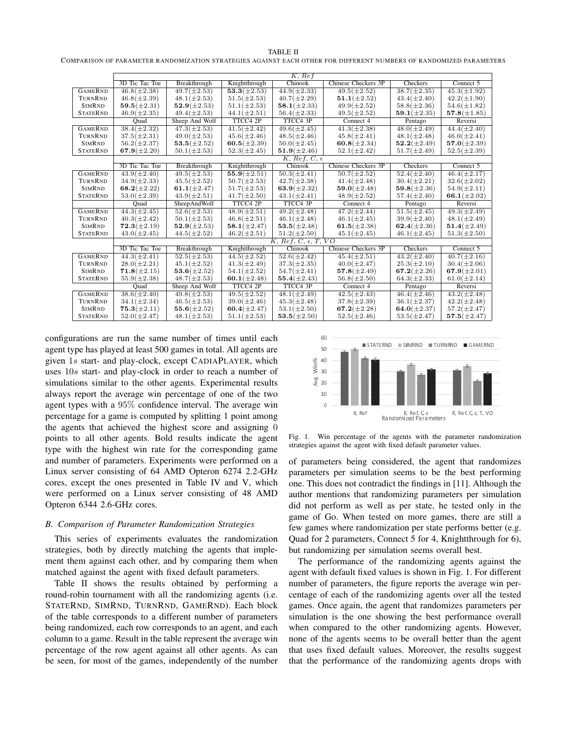TABLE II

COMPARISON OF PARAMETER RANDOMIZATION STRATEGIES AGAINST EACH OTHER FOR DIFFERENT NUMBERS OF RANDOMIZED PARAMETERS

| | $K$, $Ref$ | | | | | | |
|---|---|---|---|---|---|---|---|
| | 3D Tic Tac Toe | Breakthrough | Knightthrough | Chinook | Chinese Checkers 3P | Checkers | Connect 5 |
| GAMERND | 46.8($\pm$2.38) | 49.7($\pm$2.53) | **53.3**($\pm$2.53) | 44.9($\pm$2.33) | 49.5($\pm$2.52) | 38.7($\pm$2.35) | 45.3($\pm$1.92) |
| TURNRND | 46.8($\pm$2.39) | 48.1($\pm$2.53) | 51.5($\pm$2.53) | 40.7($\pm$2.29) | **51.1**($\pm$2.52) | 43.4($\pm$2.40) | 42.2($\pm$1.90) |
| SIMRND | **59.5**($\pm$2.31) | **52.9**($\pm$2.53) | 51.1($\pm$2.53) | **58.1**($\pm$2.33) | 49.9($\pm$2.52) | 58.8($\pm$2.36) | 54.6($\pm$1.82) |
| STATERND | 46.9($\pm$2.35) | 49.4($\pm$2.53) | 44.1($\pm$2.51) | 56.4($\pm$2.33) | 49.5($\pm$2.52) | **59.1**($\pm$2.35) | **57.8**($\pm$1.85) |
| | Quad | Sheep And Wolf | TTCC4 2P | TTCC4 3P | Connect 4 | Pentago | Reversi |
| GAMERND | 38.4($\pm$2.32) | 47.3($\pm$2.53) | 41.5($\pm$2.42) | 49.6($\pm$2.45) | 41.3($\pm$2.38) | 48.0($\pm$2.49) | 44.4($\pm$2.40) |
| TURNRND | 37.5($\pm$2.31) | 49.0($\pm$2.53) | 45.6($\pm$2.46) | 48.5($\pm$2.46) | 45.8($\pm$2.41) | 48.1($\pm$2.48) | 46.0($\pm$2.41) |
| SIMRND | 56.2($\pm$2.37) | **53.5**($\pm$2.52) | **60.5**($\pm$2.39) | 50.0($\pm$2.45) | **60.8**($\pm$2.34) | **52.2**($\pm$2.49) | **57.0**($\pm$2.39) |
| STATERND | **67.9**($\pm$2.20) | 50.1($\pm$2.53) | 52.3($\pm$2.45) | **51.9**($\pm$2.46) | 52.1($\pm$2.42) | 51.7($\pm$2.49) | 52.5($\pm$2.39) |
| | $K$, $Ref$, $C$, $\epsilon$ | | | | | | |
| | 3D Tic Tac Toe | Breakthrough | Knightthrough | Chinook | Chinese Checkers 3P | Checkers | Connect 5 |
| GAMERND | 43.9($\pm$2.40) | 49.5($\pm$2.53) | **55.9**($\pm$2.51) | 50.3($\pm$2.41) | 50.7($\pm$2.52) | 52.4($\pm$2.40) | 46.4($\pm$2.17) |
| TURNRND | 34.9($\pm$2.33) | 45.5($\pm$2.52) | 50.7($\pm$2.53) | 42.7($\pm$2.38) | 41.4($\pm$2.48) | 30.4($\pm$2.21) | 32.6($\pm$2.02) |
| SIMRND | **68.2**($\pm$2.22) | **61.1**($\pm$2.47) | 51.7($\pm$2.53) | **63.9**($\pm$2.32) | **59.0**($\pm$2.48) | **59.8**($\pm$2.36) | 54.9($\pm$2.11) |
| STATERND | 53.0($\pm$2.39) | 43.9($\pm$2.51) | 41.7($\pm$2.50) | 43.1($\pm$2.41) | 48.9($\pm$2.52) | 57.4($\pm$2.40) | **66.1**($\pm$2.02) |
| | Quad | SheepAndWolf | TTCC4 2P | TTCC4 3P | Connect 4 | Pentago | Reversi |
| GAMERND | 44.3($\pm$2.45) | 52.6($\pm$2.53) | 48.9($\pm$2.51) | 49.2($\pm$2.48) | 47.2($\pm$2.44) | 51.5($\pm$2.45) | 49.3($\pm$2.49) |
| TURNRND | 40.3($\pm$2.42) | 50.1($\pm$2.53) | 46.8($\pm$2.51) | 46.1($\pm$2.48) | 46.1($\pm$2.45) | 39.9($\pm$2.40) | 48.1($\pm$2.49) |
| SIMRND | **72.3**($\pm$2.19) | **52.9**($\pm$2.53) | **58.1**($\pm$2.47) | **53.5**($\pm$2.48) | **61.5**($\pm$2.38) | **62.4**($\pm$2.36) | **51.4**($\pm$2.49) |
| STATERND | 43.0($\pm$2.45) | 44.5($\pm$2.52) | 46.2($\pm$2.51) | 51.2($\pm$2.50) | 45.1($\pm$2.45) | 46.1($\pm$2.45) | 51.3($\pm$2.50) |
| | $K$, $Ref$, $C$, $\epsilon$, $T$, $VO$ | | | | | | |
| | 3D Tic Tac Toe | Breakthrough | Knightthrough | Chinook | Chinese Checkers 3P | Checkers | Connect 5 |
| GAMERND | 44.3($\pm$2.41) | 52.5($\pm$2.53) | 44.5($\pm$2.52) | 52.6($\pm$2.42) | 45.4($\pm$2.51) | 43.2($\pm$2.40) | 40.7($\pm$2.16) |
| TURNRND | 28.0($\pm$2.21) | 45.1($\pm$2.52) | 41.3($\pm$2.49) | 37.3($\pm$2.35) | 40.0($\pm$2.47) | 25.3($\pm$2.10) | 30.4($\pm$2.06) |
| SIMRND | **71.8**($\pm$2.15) | **53.6**($\pm$2.52) | 54.1($\pm$2.52) | 54.7($\pm$2.41) | **57.8**($\pm$2.49) | **67.2**($\pm$2.26) | **67.9**($\pm$2.01) |
| STATERND | 55.9($\pm$2.38) | 48.7($\pm$2.53) | **60.1**($\pm$2.48) | **55.4**($\pm$2.43) | 56.8($\pm$2.50) | 64.3($\pm$2.33) | 61.0($\pm$2.14) |
| | Quad | Sheep And Wolf | TTCC4 2P | TTCC4 3P | Connect 4 | Pentago | Reversi |
| GAMERND | 38.6($\pm$2.40) | 49.8($\pm$2.53) | 49.5($\pm$2.52) | 48.1($\pm$2.49) | 42.5($\pm$2.43) | 46.4($\pm$2.46) | 43.2($\pm$2.48) |
| TURNRND | 34.1($\pm$2.34) | 46.5($\pm$2.53) | 39.0($\pm$2.46) | 45.3($\pm$2.48) | 37.8($\pm$2.39) | 36.1($\pm$2.37) | 42.2($\pm$2.48) |
| SIMRND | **75.3**($\pm$2.11) | **55.6**($\pm$2.52) | **60.4**($\pm$2.47) | 53.1($\pm$2.50) | **67.2**($\pm$2.28) | **64.0**($\pm$2.37) | 57.2($\pm$2.47) |
| STATERND | 52.0($\pm$2.47) | 48.1($\pm$2.53) | 51.1($\pm$2.53) | **53.5**($\pm$2.50) | 52.5($\pm$2.46) | 53.5($\pm$2.47) | **57.5**($\pm$2.47) |

configurations are run the same number of times until each agent type has played at least 500 games in total. All agents are given $1s$ start- and play-clock, except CADIAPLAYER, which uses $10s$ start- and play-clock in order to reach a number of simulations similar to the other agents. Experimental results always report the average win percentage of one of the two agent types with a 95% confidence interval. The average win percentage for a game is computed by splitting 1 point among the agents that achieved the highest score and assigning 0 points to all other agents. Bold results indicate the agent type with the highest win rate for the corresponding game and number of parameters. Experiments were performed on a Linux server consisting of 64 AMD Opteron 6274 2.2-GHz cores, except the ones presented in Table IV and V, which were performed on a Linux server consisting of 48 AMD Opteron 6344 2.6-GHz cores.

### B. Comparison of Parameter Randomization Strategies

This series of experiments evaluates the randomization strategies, both by directly matching the agents that implement them against each other, and by comparing them when matched against the agent with fixed default parameters.

Table II shows the results obtained by performing a round-robin tournament with all the randomizing agents (i.e. STATERND, SIMRND, TURNRND, GAMERND). Each block of the table corresponds to a different number of parameters being randomized, each row corresponds to an agent, and each column to a game. Result in the table represent the average win percentage of the row agent against all other agents. As can be seen, for most of the games, independently of the number of parameters being considered, the agent that randomizes parameters per simulation seems to be the best performing one. This does not contradict the findings in [11]. Although the author mentions that randomizing parameters per simulation did not perform as well as per state, he tested only in the game of Go. When tested on more games, there are still a few games where randomization per state performs better (e.g. Quad for 2 parameters, Connect 5 for 4, Knightthrough for 6), but randomizing per simulation seems overall best.

Fig. 1. Win percentage of the agents with the parameter randomization strategies against the agent with fixed default parameter values.

The performance of the randomizing agents against the agent with default fixed values is shown in Fig. 1. For different number of parameters, the figure reports the average win percentage of each of the randomizing agents over all the tested games. Once again, the agent that randomizes parameters per simulation is the one showing the best performance overall when compared to the other randomizing agents. However, none of the agents seems to be overall better than the agent that uses fixed default values. Moreover, the results suggest that the performance of the randomizing agents drops with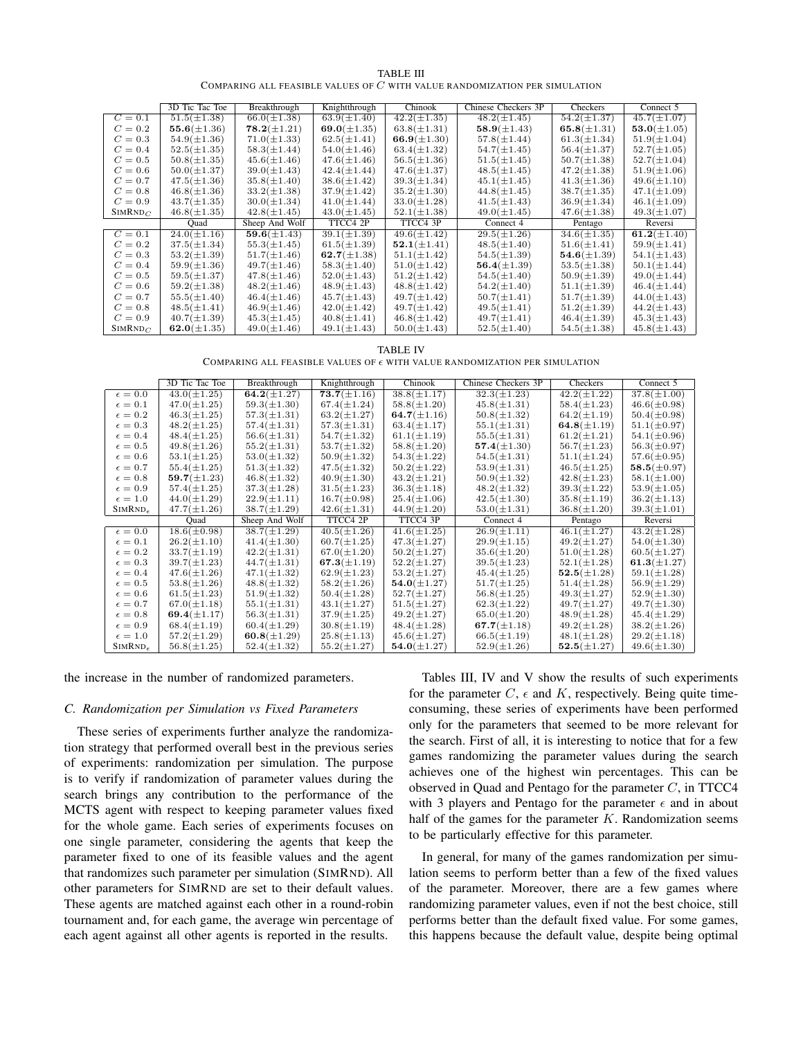TABLE III
COMPARING ALL FEASIBLE VALUES OF $C$ WITH VALUE RANDOMIZATION PER SIMULATION

| | 3D Tic Tac Toe | Breakthrough | Knightthrough | Chinook | Chinese Checkers 3P | Checkers | Connect 5 |
|---|---|---|---|---|---|---|---|
| $C = 0.1$ | 51.5($\pm$1.38) | 66.0($\pm$1.38) | 63.9($\pm$1.40) | 42.2($\pm$1.35) | 48.2($\pm$1.45) | 54.2($\pm$1.37) | 45.7($\pm$1.07) |
| $C = 0.2$ | **55.6**($\pm$1.36) | **78.2**($\pm$1.21) | **69.0**($\pm$1.35) | 63.8($\pm$1.31) | **58.9**($\pm$1.43) | **65.8**($\pm$1.31) | **53.0**($\pm$1.05) |
| $C = 0.3$ | 54.9($\pm$1.36) | 71.0($\pm$1.33) | 62.5($\pm$1.41) | **66.9**($\pm$1.30) | 57.8($\pm$1.44) | 61.3($\pm$1.34) | 51.9($\pm$1.04) |
| $C = 0.4$ | 52.5($\pm$1.35) | 58.3($\pm$1.44) | 54.0($\pm$1.46) | 63.4($\pm$1.32) | 54.7($\pm$1.45) | 56.4($\pm$1.37) | 52.7($\pm$1.05) |
| $C = 0.5$ | 50.8($\pm$1.35) | 45.6($\pm$1.46) | 47.6($\pm$1.46) | 56.5($\pm$1.36) | 51.5($\pm$1.45) | 50.7($\pm$1.38) | 52.7($\pm$1.04) |
| $C = 0.6$ | 50.0($\pm$1.37) | 39.0($\pm$1.43) | 42.4($\pm$1.44) | 47.6($\pm$1.37) | 48.5($\pm$1.45) | 47.2($\pm$1.38) | 51.9($\pm$1.06) |
| $C = 0.7$ | 47.5($\pm$1.36) | 35.8($\pm$1.40) | 38.6($\pm$1.42) | 39.3($\pm$1.34) | 45.1($\pm$1.45) | 41.3($\pm$1.36) | 49.6($\pm$1.10) |
| $C = 0.8$ | 46.8($\pm$1.36) | 33.2($\pm$1.38) | 37.9($\pm$1.42) | 35.2($\pm$1.30) | 44.8($\pm$1.45) | 38.7($\pm$1.35) | 47.1($\pm$1.09) |
| $C = 0.9$ | 43.7($\pm$1.35) | 30.0($\pm$1.34) | 41.0($\pm$1.44) | 33.0($\pm$1.28) | 41.5($\pm$1.43) | 36.9($\pm$1.34) | 46.1($\pm$1.09) |
| SIMRND$_C$ | 46.8($\pm$1.35) | 42.8($\pm$1.45) | 43.0($\pm$1.45) | 52.1($\pm$1.38) | 49.0($\pm$1.45) | 47.6($\pm$1.38) | 49.3($\pm$1.07) |
| | Quad | Sheep And Wolf | TTCC4 2P | TTCC4 3P | Connect 4 | Pentago | Reversi |
| $C = 0.1$ | 24.0($\pm$1.16) | **59.6**($\pm$1.43) | 39.1($\pm$1.39) | 49.6($\pm$1.42) | 29.5($\pm$1.26) | 34.6($\pm$1.35) | **61.2**($\pm$1.40) |
| $C = 0.2$ | 37.5($\pm$1.34) | 55.3($\pm$1.45) | 61.5($\pm$1.39) | **52.1**($\pm$1.41) | 48.5($\pm$1.40) | 51.6($\pm$1.41) | 59.9($\pm$1.41) |
| $C = 0.3$ | 53.2($\pm$1.39) | 51.7($\pm$1.46) | **62.7**($\pm$1.38) | 51.1($\pm$1.42) | 54.5($\pm$1.39) | **54.6**($\pm$1.39) | 54.1($\pm$1.43) |
| $C = 0.4$ | 59.9($\pm$1.36) | 49.7($\pm$1.46) | 58.3($\pm$1.40) | 51.0($\pm$1.42) | **56.4**($\pm$1.39) | 53.5($\pm$1.38) | 50.1($\pm$1.44) |
| $C = 0.5$ | 59.5($\pm$1.37) | 47.8($\pm$1.46) | 52.0($\pm$1.43) | 51.2($\pm$1.42) | 54.5($\pm$1.40) | 50.9($\pm$1.39) | 49.0($\pm$1.44) |
| $C = 0.6$ | 59.2($\pm$1.38) | 48.2($\pm$1.46) | 48.9($\pm$1.43) | 48.8($\pm$1.42) | 54.2($\pm$1.40) | 51.1($\pm$1.39) | 46.4($\pm$1.44) |
| $C = 0.7$ | 55.5($\pm$1.40) | 46.4($\pm$1.46) | 45.7($\pm$1.43) | 49.7($\pm$1.42) | 50.7($\pm$1.41) | 51.7($\pm$1.39) | 44.0($\pm$1.43) |
| $C = 0.8$ | 48.5($\pm$1.41) | 46.9($\pm$1.46) | 42.0($\pm$1.42) | 49.7($\pm$1.42) | 49.5($\pm$1.41) | 51.2($\pm$1.39) | 44.2($\pm$1.43) |
| $C = 0.9$ | 40.7($\pm$1.39) | 45.3($\pm$1.45) | 40.8($\pm$1.41) | 46.8($\pm$1.42) | 49.7($\pm$1.41) | 46.4($\pm$1.39) | 45.3($\pm$1.43) |
| SIMRND$_C$ | **62.0**($\pm$1.35) | 49.0($\pm$1.46) | 49.1($\pm$1.43) | 50.0($\pm$1.43) | 52.5($\pm$1.40) | 54.5($\pm$1.38) | 45.8($\pm$1.43) |

TABLE IV
COMPARING ALL FEASIBLE VALUES OF $\epsilon$ WITH VALUE RANDOMIZATION PER SIMULATION

| | 3D Tic Tac Toe | Breakthrough | Knightthrough | Chinook | Chinese Checkers 3P | Checkers | Connect 5 |
|---|---|---|---|---|---|---|---|
| $\epsilon = 0.0$ | 43.0($\pm$1.25) | **64.2**($\pm$1.27) | **73.7**($\pm$1.16) | 38.8($\pm$1.17) | 32.3($\pm$1.23) | 42.2($\pm$1.22) | 37.8($\pm$1.00) |
| $\epsilon = 0.1$ | 47.0($\pm$1.25) | 59.3($\pm$1.30) | 67.4($\pm$1.24) | 58.8($\pm$1.20) | 45.8($\pm$1.31) | 58.4($\pm$1.23) | 46.6($\pm$0.98) |
| $\epsilon = 0.2$ | 46.3($\pm$1.25) | 57.3($\pm$1.31) | 63.2($\pm$1.27) | **64.7**($\pm$1.16) | 50.8($\pm$1.32) | 64.2($\pm$1.19) | 50.4($\pm$0.98) |
| $\epsilon = 0.3$ | 48.2($\pm$1.25) | 57.4($\pm$1.31) | 57.3($\pm$1.31) | 63.4($\pm$1.17) | 55.1($\pm$1.31) | **64.8**($\pm$1.19) | 51.1($\pm$0.97) |
| $\epsilon = 0.4$ | 48.4($\pm$1.25) | 56.6($\pm$1.31) | 54.7($\pm$1.32) | 61.1($\pm$1.19) | 55.5($\pm$1.31) | 61.2($\pm$1.21) | 54.1($\pm$0.96) |
| $\epsilon = 0.5$ | 49.8($\pm$1.26) | 55.2($\pm$1.31) | 53.7($\pm$1.32) | 58.8($\pm$1.20) | **57.4**($\pm$1.30) | 56.7($\pm$1.23) | 56.3($\pm$0.97) |
| $\epsilon = 0.6$ | 53.1($\pm$1.25) | 53.0($\pm$1.32) | 50.9($\pm$1.32) | 54.3($\pm$1.22) | 54.5($\pm$1.31) | 51.1($\pm$1.24) | 57.6($\pm$0.95) |
| $\epsilon = 0.7$ | 55.4($\pm$1.25) | 51.3($\pm$1.32) | 47.5($\pm$1.32) | 50.2($\pm$1.22) | 53.9($\pm$1.31) | 46.5($\pm$1.25) | **58.5**($\pm$0.97) |
| $\epsilon = 0.8$ | **59.7**($\pm$1.23) | 46.8($\pm$1.32) | 40.9($\pm$1.30) | 43.2($\pm$1.21) | 50.9($\pm$1.32) | 42.8($\pm$1.23) | 58.1($\pm$1.00) |
| $\epsilon = 0.9$ | 57.4($\pm$1.25) | 37.3($\pm$1.28) | 31.5($\pm$1.23) | 36.3($\pm$1.18) | 48.2($\pm$1.32) | 39.3($\pm$1.22) | 53.9($\pm$1.05) |
| $\epsilon = 1.0$ | 44.0($\pm$1.29) | 22.9($\pm$1.11) | 16.7($\pm$0.98) | 25.4($\pm$1.06) | 42.5($\pm$1.30) | 35.8($\pm$1.19) | 36.2($\pm$1.13) |
| SIMRND$_\epsilon$ | 47.7($\pm$1.26) | 38.7($\pm$1.29) | 42.6($\pm$1.31) | 44.9($\pm$1.20) | 53.0($\pm$1.31) | 36.8($\pm$1.20) | 39.3($\pm$1.01) |
| | Quad | Sheep And Wolf | TTCC4 2P | TTCC4 3P | Connect 4 | Pentago | Reversi |
| $\epsilon = 0.0$ | 18.6($\pm$0.98) | 38.7($\pm$1.29) | 40.5($\pm$1.26) | 41.6($\pm$1.25) | 26.9($\pm$1.11) | 46.1($\pm$1.27) | 43.2($\pm$1.28) |
| $\epsilon = 0.1$ | 26.2($\pm$1.10) | 41.4($\pm$1.30) | 60.7($\pm$1.25) | 47.3($\pm$1.27) | 29.9($\pm$1.15) | 49.2($\pm$1.27) | 54.0($\pm$1.30) |
| $\epsilon = 0.2$ | 33.7($\pm$1.19) | 42.2($\pm$1.31) | 67.0($\pm$1.20) | 50.2($\pm$1.27) | 35.6($\pm$1.20) | 51.0($\pm$1.28) | 60.5($\pm$1.27) |
| $\epsilon = 0.3$ | 39.7($\pm$1.23) | 44.7($\pm$1.31) | **67.3**($\pm$1.19) | 52.2($\pm$1.27) | 39.5($\pm$1.23) | 52.1($\pm$1.28) | **61.3**($\pm$1.27) |
| $\epsilon = 0.4$ | 47.6($\pm$1.26) | 47.1($\pm$1.32) | 62.9($\pm$1.23) | 53.2($\pm$1.27) | 45.4($\pm$1.25) | **52.5**($\pm$1.28) | 59.1($\pm$1.28) |
| $\epsilon = 0.5$ | 53.8($\pm$1.26) | 48.8($\pm$1.32) | 58.2($\pm$1.26) | **54.0**($\pm$1.27) | 51.7($\pm$1.25) | 51.4($\pm$1.28) | 56.9($\pm$1.29) |
| $\epsilon = 0.6$ | 61.5($\pm$1.23) | 51.9($\pm$1.32) | 50.4($\pm$1.28) | 52.7($\pm$1.27) | 56.8($\pm$1.25) | 49.3($\pm$1.27) | 52.9($\pm$1.30) |
| $\epsilon = 0.7$ | 67.0($\pm$1.18) | 55.1($\pm$1.31) | 43.1($\pm$1.27) | 51.5($\pm$1.27) | 62.3($\pm$1.22) | 49.7($\pm$1.27) | 49.7($\pm$1.30) |
| $\epsilon = 0.8$ | **69.4**($\pm$1.17) | 56.3($\pm$1.31) | 37.9($\pm$1.25) | 49.2($\pm$1.27) | 65.0($\pm$1.20) | 48.9($\pm$1.28) | 45.4($\pm$1.29) |
| $\epsilon = 0.9$ | 68.4($\pm$1.19) | 60.4($\pm$1.29) | 30.8($\pm$1.19) | 48.4($\pm$1.28) | **67.7**($\pm$1.18) | 49.2($\pm$1.28) | 38.2($\pm$1.26) |
| $\epsilon = 1.0$ | 57.2($\pm$1.29) | **60.8**($\pm$1.29) | 25.8($\pm$1.13) | 45.6($\pm$1.27) | 66.5($\pm$1.19) | 48.1($\pm$1.28) | 29.2($\pm$1.18) |
| SIMRND$_\epsilon$ | 56.8($\pm$1.25) | 52.4($\pm$1.32) | 55.2($\pm$1.27) | **54.0**($\pm$1.27) | 52.9($\pm$1.26) | **52.5**($\pm$1.27) | 49.6($\pm$1.30) |

the increase in the number of randomized parameters.

### C. Randomization per Simulation vs Fixed Parameters

These series of experiments further analyze the randomization strategy that performed overall best in the previous series of experiments: randomization per simulation. The purpose is to verify if randomization of parameter values during the search brings any contribution to the performance of the MCTS agent with respect to keeping parameter values fixed for the whole game. Each series of experiments focuses on one single parameter, considering the agents that keep the parameter fixed to one of its feasible values and the agent that randomizes such parameter per simulation (SIMRND). All other parameters for SIMRND are set to their default values. These agents are matched against each other in a round-robin tournament and, for each game, the average win percentage of each agent against all other agents is reported in the results.

Tables III, IV and V show the results of such experiments for the parameter $C$, $\epsilon$ and $K$, respectively. Being quite time-consuming, these series of experiments have been performed only for the parameters that seemed to be more relevant for the search. First of all, it is interesting to notice that for a few games randomizing the parameter values during the search achieves one of the highest win percentages. This can be observed in Quad and Pentago for the parameter $C$, in TTCC4 with 3 players and Pentago for the parameter $\epsilon$ and in about half of the games for the parameter $K$. Randomization seems to be particularly effective for this parameter.

In general, for many of the games randomization per simulation seems to perform better than a few of the fixed values of the parameter. Moreover, there are a few games where randomizing parameter values, even if not the best choice, still performs better than the default fixed value. For some games, this happens because the default value, despite being optimal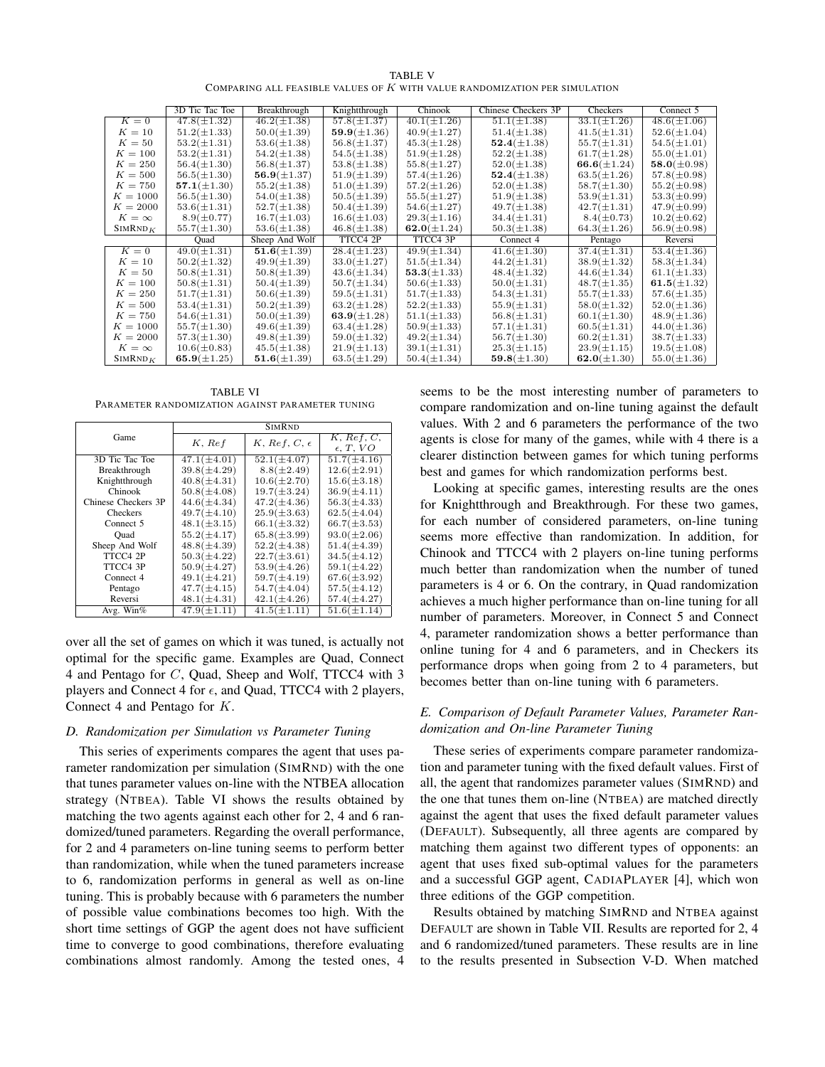TABLE V
COMPARING ALL FEASIBLE VALUES OF $K$ WITH VALUE RANDOMIZATION PER SIMULATION

| | 3D Tic Tac Toe | Breakthrough | Knightthrough | Chinook | Chinese Checkers 3P | Checkers | Connect 5 |
|---|---|---|---|---|---|---|---|
| $K=0$ | $47.8(\pm1.32)$ | $46.2(\pm1.38)$ | $57.8(\pm1.37)$ | $40.1(\pm1.26)$ | $51.1(\pm1.38)$ | $33.1(\pm1.26)$ | $48.6(\pm1.06)$ |
| $K=10$ | $51.2(\pm1.33)$ | $50.0(\pm1.39)$ | $\mathbf{59.9}(\pm1.36)$ | $40.9(\pm1.27)$ | $51.4(\pm1.38)$ | $41.5(\pm1.31)$ | $52.6(\pm1.04)$ |
| $K=50$ | $53.2(\pm1.31)$ | $53.6(\pm1.38)$ | $56.8(\pm1.37)$ | $45.3(\pm1.28)$ | $\mathbf{52.4}(\pm1.38)$ | $55.7(\pm1.31)$ | $54.5(\pm1.01)$ |
| $K=100$ | $53.2(\pm1.31)$ | $54.2(\pm1.38)$ | $54.5(\pm1.38)$ | $51.9(\pm1.28)$ | $52.2(\pm1.38)$ | $61.7(\pm1.28)$ | $55.0(\pm1.01)$ |
| $K=250$ | $56.4(\pm1.30)$ | $56.8(\pm1.37)$ | $53.8(\pm1.38)$ | $55.8(\pm1.27)$ | $52.0(\pm1.38)$ | $\mathbf{66.6}(\pm1.24)$ | $\mathbf{58.0}(\pm0.98)$ |
| $K=500$ | $56.5(\pm1.30)$ | $\mathbf{56.9}(\pm1.37)$ | $51.9(\pm1.39)$ | $57.4(\pm1.26)$ | $\mathbf{52.4}(\pm1.38)$ | $63.5(\pm1.26)$ | $57.8(\pm0.98)$ |
| $K=750$ | $\mathbf{57.1}(\pm1.30)$ | $55.2(\pm1.38)$ | $51.0(\pm1.39)$ | $57.2(\pm1.26)$ | $52.0(\pm1.38)$ | $58.7(\pm1.30)$ | $55.2(\pm0.98)$ |
| $K=1000$ | $56.5(\pm1.30)$ | $54.0(\pm1.38)$ | $50.5(\pm1.39)$ | $55.5(\pm1.27)$ | $51.9(\pm1.38)$ | $53.9(\pm1.31)$ | $53.3(\pm0.99)$ |
| $K=2000$ | $53.6(\pm1.31)$ | $52.7(\pm1.38)$ | $50.4(\pm1.39)$ | $54.6(\pm1.27)$ | $49.7(\pm1.38)$ | $42.7(\pm1.31)$ | $47.9(\pm0.99)$ |
| $K=\infty$ | $8.9(\pm0.77)$ | $16.7(\pm1.03)$ | $16.6(\pm1.03)$ | $29.3(\pm1.16)$ | $34.4(\pm1.31)$ | $8.4(\pm0.73)$ | $10.2(\pm0.62)$ |
| SIMRND$_K$ | $55.7(\pm1.30)$ | $53.6(\pm1.38)$ | $46.8(\pm1.38)$ | $\mathbf{62.0}(\pm1.24)$ | $50.3(\pm1.38)$ | $64.3(\pm1.26)$ | $56.9(\pm0.98)$ |
| | Quad | Sheep And Wolf | TTCC4 2P | TTCC4 3P | Connect 4 | Pentago | Reversi |
| $K=0$ | $49.0(\pm1.31)$ | $\mathbf{51.6}(\pm1.39)$ | $28.4(\pm1.23)$ | $49.9(\pm1.34)$ | $41.6(\pm1.30)$ | $37.4(\pm1.31)$ | $53.4(\pm1.36)$ |
| $K=10$ | $50.2(\pm1.32)$ | $49.9(\pm1.39)$ | $33.0(\pm1.27)$ | $51.5(\pm1.34)$ | $44.2(\pm1.31)$ | $38.9(\pm1.32)$ | $58.3(\pm1.34)$ |
| $K=50$ | $50.8(\pm1.31)$ | $50.8(\pm1.39)$ | $43.6(\pm1.34)$ | $\mathbf{53.3}(\pm1.33)$ | $48.4(\pm1.32)$ | $44.6(\pm1.34)$ | $61.1(\pm1.33)$ |
| $K=100$ | $50.8(\pm1.31)$ | $50.4(\pm1.39)$ | $50.7(\pm1.34)$ | $50.6(\pm1.33)$ | $50.0(\pm1.31)$ | $48.7(\pm1.35)$ | $\mathbf{61.5}(\pm1.32)$ |
| $K=250$ | $51.7(\pm1.31)$ | $50.6(\pm1.39)$ | $59.5(\pm1.31)$ | $51.7(\pm1.33)$ | $54.3(\pm1.31)$ | $55.7(\pm1.33)$ | $57.6(\pm1.35)$ |
| $K=500$ | $53.4(\pm1.31)$ | $50.2(\pm1.39)$ | $63.2(\pm1.28)$ | $52.2(\pm1.33)$ | $55.9(\pm1.31)$ | $58.0(\pm1.32)$ | $52.0(\pm1.36)$ |
| $K=750$ | $54.6(\pm1.31)$ | $50.0(\pm1.39)$ | $\mathbf{63.9}(\pm1.28)$ | $51.1(\pm1.33)$ | $56.8(\pm1.31)$ | $60.1(\pm1.30)$ | $48.9(\pm1.36)$ |
| $K=1000$ | $55.7(\pm1.30)$ | $49.6(\pm1.39)$ | $63.4(\pm1.28)$ | $50.9(\pm1.33)$ | $57.1(\pm1.31)$ | $60.5(\pm1.31)$ | $44.0(\pm1.36)$ |
| $K=2000$ | $57.3(\pm1.30)$ | $49.8(\pm1.39)$ | $59.0(\pm1.32)$ | $49.2(\pm1.34)$ | $56.7(\pm1.30)$ | $60.2(\pm1.31)$ | $38.7(\pm1.33)$ |
| $K=\infty$ | $10.6(\pm0.83)$ | $45.5(\pm1.38)$ | $21.9(\pm1.13)$ | $39.1(\pm1.31)$ | $25.3(\pm1.15)$ | $23.9(\pm1.15)$ | $19.5(\pm1.08)$ |
| SIMRND$_K$ | $\mathbf{65.9}(\pm1.25)$ | $\mathbf{51.6}(\pm1.39)$ | $63.5(\pm1.29)$ | $50.4(\pm1.34)$ | $\mathbf{59.8}(\pm1.30)$ | $\mathbf{62.0}(\pm1.30)$ | $55.0(\pm1.36)$ |

TABLE VI
PARAMETER RANDOMIZATION AGAINST PARAMETER TUNING

| Game | SIMRND | | |
|---|---|---|---|
| | $K$, $Ref$ | $K$, $Ref$, $C$, $\epsilon$ | $K$, $Ref$, $C$, $\epsilon$, $T$, $VO$ |
| 3D Tic Tac Toe | $47.1(\pm4.01)$ | $52.1(\pm4.07)$ | $51.7(\pm4.16)$ |
| Breakthrough | $39.8(\pm4.29)$ | $8.8(\pm2.49)$ | $12.6(\pm2.91)$ |
| Knightthrough | $40.8(\pm4.31)$ | $10.6(\pm2.70)$ | $15.6(\pm3.18)$ |
| Chinook | $50.8(\pm4.08)$ | $19.7(\pm3.24)$ | $36.9(\pm4.11)$ |
| Chinese Checkers 3P | $44.6(\pm4.34)$ | $47.2(\pm4.36)$ | $56.3(\pm4.33)$ |
| Checkers | $49.7(\pm4.10)$ | $25.9(\pm3.63)$ | $62.5(\pm4.04)$ |
| Connect 5 | $48.1(\pm3.15)$ | $66.1(\pm3.32)$ | $66.7(\pm3.53)$ |
| Quad | $55.2(\pm4.17)$ | $65.8(\pm3.99)$ | $93.0(\pm2.06)$ |
| Sheep And Wolf | $48.8(\pm4.39)$ | $52.2(\pm4.38)$ | $51.4(\pm4.39)$ |
| TTCC4 2P | $50.3(\pm4.22)$ | $22.7(\pm3.61)$ | $34.5(\pm4.12)$ |
| TTCC4 3P | $50.9(\pm4.27)$ | $53.9(\pm4.26)$ | $59.1(\pm4.22)$ |
| Connect 4 | $49.1(\pm4.21)$ | $59.7(\pm4.19)$ | $67.6(\pm3.92)$ |
| Pentago | $47.7(\pm4.15)$ | $54.7(\pm4.04)$ | $57.5(\pm4.12)$ |
| Reversi | $48.1(\pm4.31)$ | $42.1(\pm4.26)$ | $57.4(\pm4.27)$ |
| Avg. Win% | $47.9(\pm1.11)$ | $41.5(\pm1.11)$ | $51.6(\pm1.14)$ |

over all the set of games on which it was tuned, is actually not optimal for the specific game. Examples are Quad, Connect 4 and Pentago for $C$, Quad, Sheep and Wolf, TTCC4 with 3 players and Connect 4 for $\epsilon$, and Quad, TTCC4 with 2 players, Connect 4 and Pentago for $K$.

### *D. Randomization per Simulation vs Parameter Tuning*

This series of experiments compares the agent that uses parameter randomization per simulation (SIMRND) with the one that tunes parameter values on-line with the NTBEA allocation strategy (NTBEA). Table VI shows the results obtained by matching the two agents against each other for 2, 4 and 6 randomized/tuned parameters. Regarding the overall performance, for 2 and 4 parameters on-line tuning seems to perform better than randomization, while when the tuned parameters increase to 6, randomization performs in general as well as on-line tuning. This is probably because with 6 parameters the number of possible value combinations becomes too high. With the short time settings of GGP the agent does not have sufficient time to converge to good combinations, therefore evaluating combinations almost randomly. Among the tested ones, 4 seems to be the most interesting number of parameters to compare randomization and on-line tuning against the default values. With 2 and 6 parameters the performance of the two agents is close for many of the games, while with 4 there is a clearer distinction between games for which tuning performs best and games for which randomization performs best.

Looking at specific games, interesting results are the ones for Knightthrough and Breakthrough. For these two games, for each number of considered parameters, on-line tuning seems more effective than randomization. In addition, for Chinook and TTCC4 with 2 players on-line tuning performs much better than randomization when the number of tuned parameters is 4 or 6. On the contrary, in Quad randomization achieves a much higher performance than on-line tuning for all number of parameters. Moreover, in Connect 5 and Connect 4, parameter randomization shows a better performance than online tuning for 4 and 6 parameters, and in Checkers its performance drops when going from 2 to 4 parameters, but becomes better than on-line tuning with 6 parameters.

### *E. Comparison of Default Parameter Values, Parameter Randomization and On-line Parameter Tuning*

These series of experiments compare parameter randomization and parameter tuning with the fixed default values. First of all, the agent that randomizes parameter values (SIMRND) and the one that tunes them on-line (NTBEA) are matched directly against the agent that uses the fixed default parameter values (DEFAULT). Subsequently, all three agents are compared by matching them against two different types of opponents: an agent that uses fixed sub-optimal values for the parameters and a successful GGP agent, CADIAPLAYER [4], which won three editions of the GGP competition.

Results obtained by matching SIMRND and NTBEA against DEFAULT are shown in Table VII. Results are reported for 2, 4 and 6 randomized/tuned parameters. These results are in line to the results presented in Subsection V-D. When matched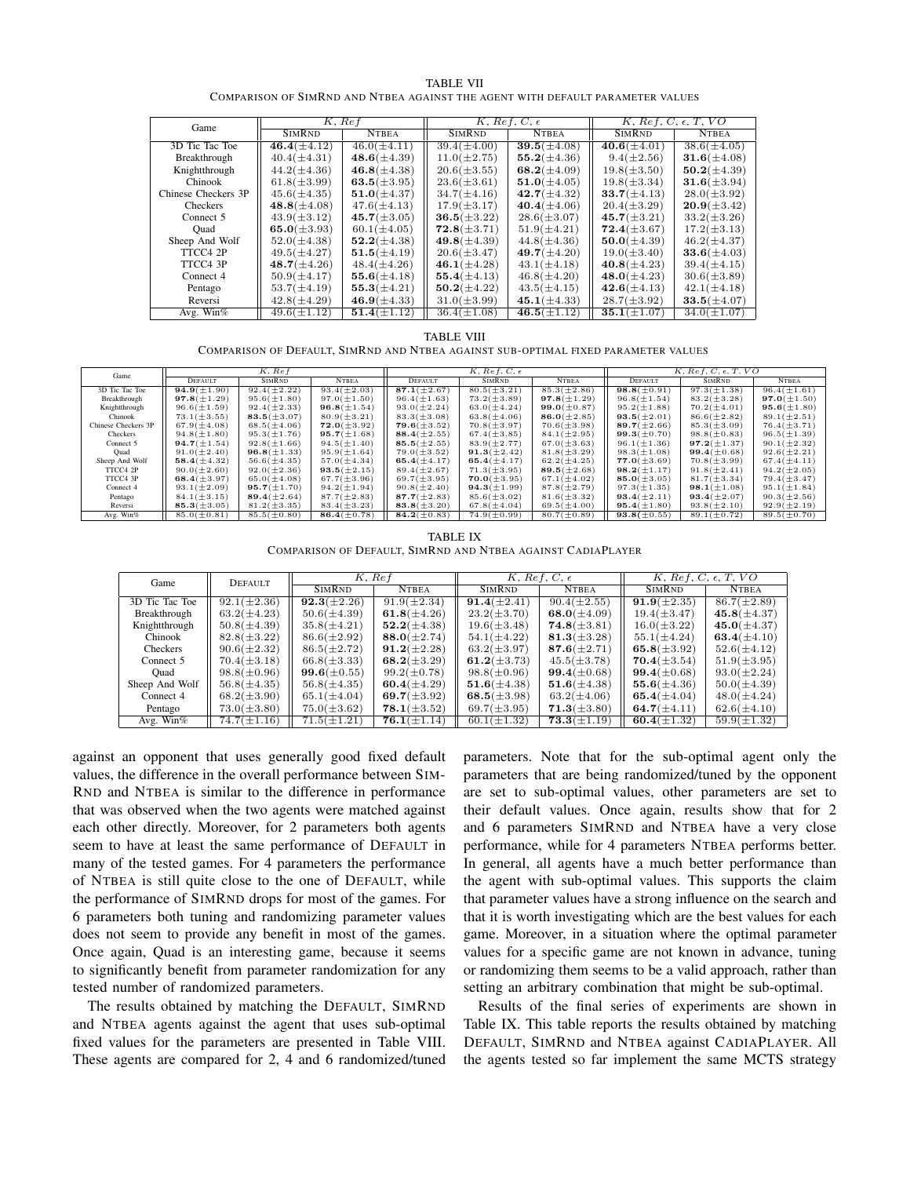TABLE VII
COMPARISON OF SIMRND AND NTBEA AGAINST THE AGENT WITH DEFAULT PARAMETER VALUES

| Game | $K, Ref$ | | $K, Ref, C, \epsilon$ | | $K, Ref, C, \epsilon, T, VO$ | |
|---|---|---|---|---|---|---|
| | SIMRND | NTBEA | SIMRND | NTBEA | SIMRND | NTBEA |
| 3D Tic Tac Toe | **46.4**($\pm$4.12) | 46.0($\pm$4.11) | 39.4($\pm$4.00) | **39.5**($\pm$4.08) | **40.6**($\pm$4.01) | 38.6($\pm$4.05) |
| Breakthrough | 40.4($\pm$4.31) | **48.6**($\pm$4.39) | 11.0($\pm$2.75) | **55.2**($\pm$4.36) | 9.4($\pm$2.56) | **31.6**($\pm$4.08) |
| Knightthrough | 44.2($\pm$4.36) | **46.8**($\pm$4.38) | 20.6($\pm$3.55) | **68.2**($\pm$4.09) | 19.8($\pm$3.50) | **50.2**($\pm$4.39) |
| Chinook | 61.8($\pm$3.99) | **63.5**($\pm$3.95) | 23.6($\pm$3.61) | **51.0**($\pm$4.05) | 19.8($\pm$3.34) | **31.6**($\pm$3.94) |
| Chinese Checkers 3P | 45.6($\pm$4.35) | **51.0**($\pm$4.37) | 34.7($\pm$4.16) | **42.7**($\pm$4.32) | **33.7**($\pm$4.13) | 28.0($\pm$3.92) |
| Checkers | **48.8**($\pm$4.08) | 47.6($\pm$4.13) | 17.9($\pm$3.17) | **40.4**($\pm$4.06) | 20.4($\pm$3.29) | **20.9**($\pm$3.42) |
| Connect 5 | 43.9($\pm$3.12) | **45.7**($\pm$3.05) | **36.5**($\pm$3.22) | 28.6($\pm$3.07) | **45.7**($\pm$3.21) | 33.2($\pm$3.26) |
| Quad | **65.0**($\pm$3.93) | 60.1($\pm$4.05) | **72.8**($\pm$3.71) | 51.9($\pm$4.21) | **72.4**($\pm$3.67) | 17.2($\pm$3.13) |
| Sheep And Wolf | 52.0($\pm$4.38) | **52.2**($\pm$4.38) | **49.8**($\pm$4.39) | 44.8($\pm$4.36) | **50.0**($\pm$4.39) | 46.2($\pm$4.37) |
| TTCC4 2P | 49.5($\pm$4.27) | **51.5**($\pm$4.19) | 20.6($\pm$3.47) | **49.7**($\pm$4.20) | 19.0($\pm$3.40) | **33.6**($\pm$4.03) |
| TTCC4 3P | **48.7**($\pm$4.26) | 48.4($\pm$4.26) | **46.1**($\pm$4.28) | 43.1($\pm$4.18) | **40.8**($\pm$4.23) | 39.4($\pm$4.15) |
| Connect 4 | 50.9($\pm$4.17) | **55.6**($\pm$4.18) | **55.4**($\pm$4.13) | 46.8($\pm$4.20) | **48.0**($\pm$4.23) | 30.6($\pm$3.89) |
| Pentago | 53.7($\pm$4.19) | **55.3**($\pm$4.21) | **50.2**($\pm$4.22) | 43.5($\pm$4.15) | **42.6**($\pm$4.13) | 42.1($\pm$4.18) |
| Reversi | 42.8($\pm$4.29) | **46.9**($\pm$4.33) | 31.0($\pm$3.99) | **45.1**($\pm$4.33) | 28.7($\pm$3.92) | **33.5**($\pm$4.07) |
| Avg. Win% | 49.6($\pm$1.12) | **51.4**($\pm$1.12) | 36.4($\pm$1.08) | **46.5**($\pm$1.12) | **35.1**($\pm$1.07) | 34.0($\pm$1.07) |

TABLE VIII
COMPARISON OF DEFAULT, SIMRND AND NTBEA AGAINST SUB-OPTIMAL FIXED PARAMETER VALUES

| Game | $K, Ref$ | | | $K, Ref, C, \epsilon$ | | | $K, Ref, C, \epsilon, T, VO$ | | |
|---|---|---|---|---|---|---|---|---|---|
| | DEFAULT | SIMRND | NTBEA | DEFAULT | SIMRND | NTBEA | DEFAULT | SIMRND | NTBEA |
| 3D Tic Tac Toe | **94.9**($\pm$1.90) | 92.4($\pm$2.22) | 93.4($\pm$2.03) | **87.1**($\pm$2.67) | 80.5($\pm$3.21) | 85.3($\pm$2.86) | **98.8**($\pm$0.91) | 97.3($\pm$1.38) | 96.4($\pm$1.61) |
| Breakthrough | **97.8**($\pm$1.29) | 95.6($\pm$1.80) | 97.0($\pm$1.50) | 96.4($\pm$1.63) | 73.2($\pm$3.89) | **97.8**($\pm$1.29) | 96.8($\pm$1.54) | 83.2($\pm$3.28) | **97.0**($\pm$1.50) |
| Knightthrough | 96.6($\pm$1.59) | 92.4($\pm$2.33) | **96.8**($\pm$1.54) | 93.0($\pm$2.24) | 63.0($\pm$4.24) | **99.0**($\pm$0.87) | 95.2($\pm$1.88) | 70.2($\pm$4.01) | **95.6**($\pm$1.80) |
| Chinook | 73.1($\pm$3.55) | **83.5**($\pm$3.07) | 80.9($\pm$3.21) | 83.3($\pm$3.08) | 63.8($\pm$4.06) | **86.0**($\pm$2.85) | **93.5**($\pm$2.01) | 86.6($\pm$2.82) | 89.1($\pm$2.51) |
| Chinese Checkers 3P | 67.9($\pm$4.08) | 68.5($\pm$4.06) | **72.0**($\pm$3.92) | **79.6**($\pm$3.52) | 70.8($\pm$3.97) | 70.6($\pm$3.98) | **89.7**($\pm$2.66) | 85.3($\pm$3.09) | 76.4($\pm$3.71) |
| Checkers | 94.8($\pm$1.80) | 95.3($\pm$1.76) | **95.7**($\pm$1.68) | **88.4**($\pm$2.55) | 67.4($\pm$3.85) | 84.1($\pm$2.95) | **99.3**($\pm$0.70) | 98.8($\pm$0.83) | 96.5($\pm$1.39) |
| Connect 5 | **94.7**($\pm$1.54) | 92.8($\pm$1.66) | 94.5($\pm$1.40) | **85.5**($\pm$2.55) | 83.9($\pm$2.77) | 67.0($\pm$3.63) | 96.1($\pm$1.36) | **97.2**($\pm$1.37) | 90.1($\pm$2.32) |
| Quad | 91.0($\pm$2.40) | **96.8**($\pm$1.33) | 95.9($\pm$1.64) | 79.0($\pm$3.52) | **91.3**($\pm$2.42) | 81.8($\pm$3.29) | 98.3($\pm$1.08) | **99.4**($\pm$0.68) | 92.6($\pm$2.21) |
| Sheep And Wolf | **58.4**($\pm$4.32) | 56.6($\pm$4.35) | 57.0($\pm$4.34) | **65.4**($\pm$4.17) | **65.4**($\pm$4.17) | 62.2($\pm$4.25) | **77.0**($\pm$3.69) | 70.8($\pm$3.99) | 67.4($\pm$4.11) |
| TTCC4 2P | 90.0($\pm$2.60) | 92.0($\pm$2.36) | **93.5**($\pm$2.15) | 89.4($\pm$2.67) | 71.3($\pm$3.95) | **89.5**($\pm$2.68) | **98.2**($\pm$1.17) | 91.8($\pm$2.41) | 94.2($\pm$2.05) |
| TTCC4 3P | **68.4**($\pm$3.97) | 65.0($\pm$4.08) | 67.7($\pm$3.96) | 69.7($\pm$3.95) | **70.0**($\pm$3.95) | 67.1($\pm$4.02) | **85.0**($\pm$3.05) | 81.7($\pm$3.34) | 79.4($\pm$3.47) |
| Connect 4 | 93.1($\pm$2.09) | **95.7**($\pm$1.70) | 94.2($\pm$1.94) | 90.8($\pm$2.40) | **94.3**($\pm$1.99) | 87.8($\pm$2.79) | 97.3($\pm$1.35) | **98.1**($\pm$1.08) | 95.1($\pm$1.84) |
| Pentago | 84.1($\pm$3.15) | **89.4**($\pm$2.64) | 87.7($\pm$2.83) | **87.7**($\pm$2.83) | 85.6($\pm$3.02) | 81.6($\pm$3.32) | **93.4**($\pm$2.11) | **93.4**($\pm$2.07) | 90.3($\pm$2.56) |
| Reversi | **85.3**($\pm$3.05) | 81.2($\pm$3.35) | 83.4($\pm$3.23) | **83.8**($\pm$3.20) | 67.8($\pm$4.04) | 69.5($\pm$4.00) | **95.4**($\pm$1.80) | 93.8($\pm$2.10) | 92.9($\pm$2.19) |
| Avg. Win% | 85.0($\pm$0.81) | 85.5($\pm$0.80) | **86.4**($\pm$0.78) | **84.2**($\pm$0.83) | 74.9($\pm$0.99) | 80.7($\pm$0.89) | **93.8**($\pm$0.55) | 89.1($\pm$0.72) | 89.5($\pm$0.70) |

TABLE IX
COMPARISON OF DEFAULT, SIMRND AND NTBEA AGAINST CADIAPLAYER

| Game | DEFAULT | $K, Ref$ | | $K, Ref, C, \epsilon$ | | $K, Ref, C, \epsilon, T, VO$ | |
|---|---|---|---|---|---|---|---|
| | | SIMRND | NTBEA | SIMRND | NTBEA | SIMRND | NTBEA |
| 3D Tic Tac Toe | 92.1($\pm$2.36) | **92.3**($\pm$2.26) | 91.9($\pm$2.34) | **91.4**($\pm$2.41) | 90.4($\pm$2.55) | **91.9**($\pm$2.35) | 86.7($\pm$2.89) |
| Breakthrough | 63.2($\pm$4.23) | 50.6($\pm$4.39) | **61.8**($\pm$4.26) | 23.2($\pm$3.70) | **68.0**($\pm$4.09) | 19.4($\pm$3.47) | **45.8**($\pm$4.37) |
| Knightthrough | 50.8($\pm$4.39) | 35.8($\pm$4.21) | **52.2**($\pm$4.38) | 19.6($\pm$3.48) | **74.8**($\pm$3.81) | 16.0($\pm$3.22) | **45.0**($\pm$4.37) |
| Chinook | 82.8($\pm$3.22) | 86.6($\pm$2.92) | **88.0**($\pm$2.74) | 54.1($\pm$4.22) | **81.3**($\pm$3.28) | 55.1($\pm$4.24) | **63.4**($\pm$4.10) |
| Checkers | 90.6($\pm$2.32) | 86.5($\pm$2.72) | **91.2**($\pm$2.28) | 63.2($\pm$3.97) | **87.6**($\pm$2.71) | **65.8**($\pm$3.92) | 52.6($\pm$4.12) |
| Connect 5 | 70.4($\pm$3.18) | 66.8($\pm$3.33) | **68.2**($\pm$3.29) | **61.2**($\pm$3.73) | 45.5($\pm$3.78) | **70.4**($\pm$3.54) | 51.9($\pm$3.95) |
| Quad | 98.8($\pm$0.96) | **99.6**($\pm$0.55) | 99.2($\pm$0.78) | 98.8($\pm$0.96) | **99.4**($\pm$0.68) | **99.4**($\pm$0.68) | 93.0($\pm$2.24) |
| Sheep And Wolf | 56.8($\pm$4.35) | 56.8($\pm$4.35) | **60.4**($\pm$4.29) | **51.6**($\pm$4.38) | **51.6**($\pm$4.38) | **55.6**($\pm$4.36) | 50.0($\pm$4.39) |
| Connect 4 | 68.2($\pm$3.90) | 65.1($\pm$4.04) | **69.7**($\pm$3.92) | **68.5**($\pm$3.98) | 63.2($\pm$4.06) | **65.4**($\pm$4.04) | 48.0($\pm$4.24) |
| Pentago | 73.0($\pm$3.80) | 75.0($\pm$3.62) | **78.1**($\pm$3.52) | 69.7($\pm$3.95) | **71.3**($\pm$3.80) | **64.7**($\pm$4.11) | 62.6($\pm$4.10) |
| Avg. Win% | 74.7($\pm$1.16) | 71.5($\pm$1.21) | **76.1**($\pm$1.14) | 60.1($\pm$1.32) | **73.3**($\pm$1.19) | **60.4**($\pm$1.32) | 59.9($\pm$1.32) |

against an opponent that uses generally good fixed default values, the difference in the overall performance between SIMRND and NTBEA is similar to the difference in performance that was observed when the two agents were matched against each other directly. Moreover, for 2 parameters both agents seem to have at least the same performance of DEFAULT in many of the tested games. For 4 parameters the performance of NTBEA is still quite close to the one of DEFAULT, while the performance of SIMRND drops for most of the games. For 6 parameters both tuning and randomizing parameter values does not seem to provide any benefit in most of the games. Once again, Quad is an interesting game, because it seems to significantly benefit from parameter randomization for any tested number of randomized parameters.

The results obtained by matching the DEFAULT, SIMRND and NTBEA agents against the agent that uses sub-optimal fixed values for the parameters are presented in Table VIII. These agents are compared for 2, 4 and 6 randomized/tuned parameters. Note that for the sub-optimal agent only the parameters that are being randomized/tuned by the opponent are set to sub-optimal values, other parameters are set to their default values. Once again, results show that for 2 and 6 parameters SIMRND and NTBEA have a very close performance, while for 4 parameters NTBEA performs better. In general, all agents have a much better performance than the agent with sub-optimal values. This supports the claim that parameter values have a strong influence on the search and that it is worth investigating which are the best values for each game. Moreover, in a situation where the optimal parameter values for a specific game are not known in advance, tuning or randomizing them seems to be a valid approach, rather than setting an arbitrary combination that might be sub-optimal.

Results of the final series of experiments are shown in Table IX. This table reports the results obtained by matching DEFAULT, SIMRND and NTBEA against CADIAPLAYER. All the agents tested so far implement the same MCTS strategy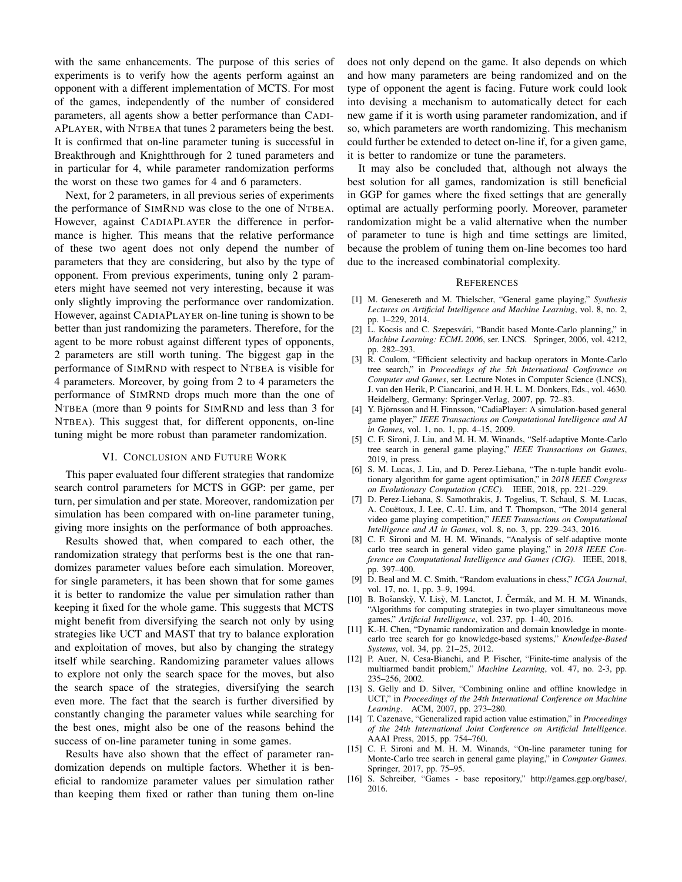with the same enhancements. The purpose of this series of experiments is to verify how the agents perform against an opponent with a different implementation of MCTS. For most of the games, independently of the number of considered parameters, all agents show a better performance than CADIAPLAYER, with NTBEA that tunes 2 parameters being the best. It is confirmed that on-line parameter tuning is successful in Breakthrough and Knightthrough for 2 tuned parameters and in particular for 4, while parameter randomization performs the worst on these two games for 4 and 6 parameters.

Next, for 2 parameters, in all previous series of experiments the performance of SIMRND was close to the one of NTBEA. However, against CADIAPLAYER the difference in performance is higher. This means that the relative performance of these two agent does not only depend the number of parameters that they are considering, but also by the type of opponent. From previous experiments, tuning only 2 parameters might have seemed not very interesting, because it was only slightly improving the performance over randomization. However, against CADIAPLAYER on-line tuning is shown to be better than just randomizing the parameters. Therefore, for the agent to be more robust against different types of opponents, 2 parameters are still worth tuning. The biggest gap in the performance of SIMRND with respect to NTBEA is visible for 4 parameters. Moreover, by going from 2 to 4 parameters the performance of SIMRND drops much more than the one of NTBEA (more than 9 points for SIMRND and less than 3 for NTBEA). This suggest that, for different opponents, on-line tuning might be more robust than parameter randomization.

## VI. Conclusion and Future Work

This paper evaluated four different strategies that randomize search control parameters for MCTS in GGP: per game, per turn, per simulation and per state. Moreover, randomization per simulation has been compared with on-line parameter tuning, giving more insights on the performance of both approaches.

Results showed that, when compared to each other, the randomization strategy that performs best is the one that randomizes parameter values before each simulation. Moreover, for single parameters, it has been shown that for some games it is better to randomize the value per simulation rather than keeping it fixed for the whole game. This suggests that MCTS might benefit from diversifying the search not only by using strategies like UCT and MAST that try to balance exploration and exploitation of moves, but also by changing the strategy itself while searching. Randomizing parameter values allows to explore not only the search space for the moves, but also the search space of the strategies, diversifying the search even more. The fact that the search is further diversified by constantly changing the parameter values while searching for the best ones, might also be one of the reasons behind the success of on-line parameter tuning in some games.

Results have also shown that the effect of parameter randomization depends on multiple factors. Whether it is beneficial to randomize parameter values per simulation rather than keeping them fixed or rather than tuning them on-line does not only depend on the game. It also depends on which and how many parameters are being randomized and on the type of opponent the agent is facing. Future work could look into devising a mechanism to automatically detect for each new game if it is worth using parameter randomization, and if so, which parameters are worth randomizing. This mechanism could further be extended to detect on-line if, for a given game, it is better to randomize or tune the parameters.

It may also be concluded that, although not always the best solution for all games, randomization is still beneficial in GGP for games where the fixed settings that are generally optimal are actually performing poorly. Moreover, parameter randomization might be a valid alternative when the number of parameter to tune is high and time settings are limited, because the problem of tuning them on-line becomes too hard due to the increased combinatorial complexity.

## References

[1] M. Genesereth and M. Thielscher, "General game playing," *Synthesis Lectures on Artificial Intelligence and Machine Learning*, vol. 8, no. 2, pp. 1–229, 2014.

[2] L. Kocsis and C. Szepesvári, "Bandit based Monte-Carlo planning," in *Machine Learning: ECML 2006*, ser. LNCS. Springer, 2006, vol. 4212, pp. 282–293.

[3] R. Coulom, "Efficient selectivity and backup operators in Monte-Carlo tree search," in *Proceedings of the 5th International Conference on Computer and Games*, ser. Lecture Notes in Computer Science (LNCS), J. van den Herik, P. Ciancarini, and H. H. L. M. Donkers, Eds., vol. 4630. Heidelberg, Germany: Springer-Verlag, 2007, pp. 72–83.

[4] Y. Björnsson and H. Finnsson, "CadiaPlayer: A simulation-based general game player," *IEEE Transactions on Computational Intelligence and AI in Games*, vol. 1, no. 1, pp. 4–15, 2009.

[5] C. F. Sironi, J. Liu, and M. H. M. Winands, "Self-adaptive Monte-Carlo tree search in general game playing," *IEEE Transactions on Games*, 2019, in press.

[6] S. M. Lucas, J. Liu, and D. Perez-Liebana, "The n-tuple bandit evolutionary algorithm for game agent optimisation," in *2018 IEEE Congress on Evolutionary Computation (CEC)*. IEEE, 2018, pp. 221–229.

[7] D. Perez-Liebana, S. Samothrakis, J. Togelius, T. Schaul, S. M. Lucas, A. Couëtoux, J. Lee, C.-U. Lim, and T. Thompson, "The 2014 general video game playing competition," *IEEE Transactions on Computational Intelligence and AI in Games*, vol. 8, no. 3, pp. 229–243, 2016.

[8] C. F. Sironi and M. H. M. Winands, "Analysis of self-adaptive monte carlo tree search in general video game playing," in *2018 IEEE Conference on Computational Intelligence and Games (CIG)*. IEEE, 2018, pp. 397–400.

[9] D. Beal and M. C. Smith, "Random evaluations in chess," *ICGA Journal*, vol. 17, no. 1, pp. 3–9, 1994.

[10] B. Bošanský, V. Lisý, M. Lanctot, J. Čermák, and M. H. M. Winands, "Algorithms for computing strategies in two-player simultaneous move games," *Artificial Intelligence*, vol. 237, pp. 1–40, 2016.

[11] K.-H. Chen, "Dynamic randomization and domain knowledge in monte-carlo tree search for go knowledge-based systems," *Knowledge-Based Systems*, vol. 34, pp. 21–25, 2012.

[12] P. Auer, N. Cesa-Bianchi, and P. Fischer, "Finite-time analysis of the multiarmed bandit problem," *Machine Learning*, vol. 47, no. 2-3, pp. 235–256, 2002.

[13] S. Gelly and D. Silver, "Combining online and offline knowledge in UCT," in *Proceedings of the 24th International Conference on Machine Learning*. ACM, 2007, pp. 273–280.

[14] T. Cazenave, "Generalized rapid action value estimation," in *Proceedings of the 24th International Joint Conference on Artificial Intelligence*. AAAI Press, 2015, pp. 754–760.

[15] C. F. Sironi and M. H. M. Winands, "On-line parameter tuning for Monte-Carlo tree search in general game playing," in *Computer Games*. Springer, 2017, pp. 75–95.

[16] S. Schreiber, "Games - base repository," http://games.ggp.org/base/, 2016.